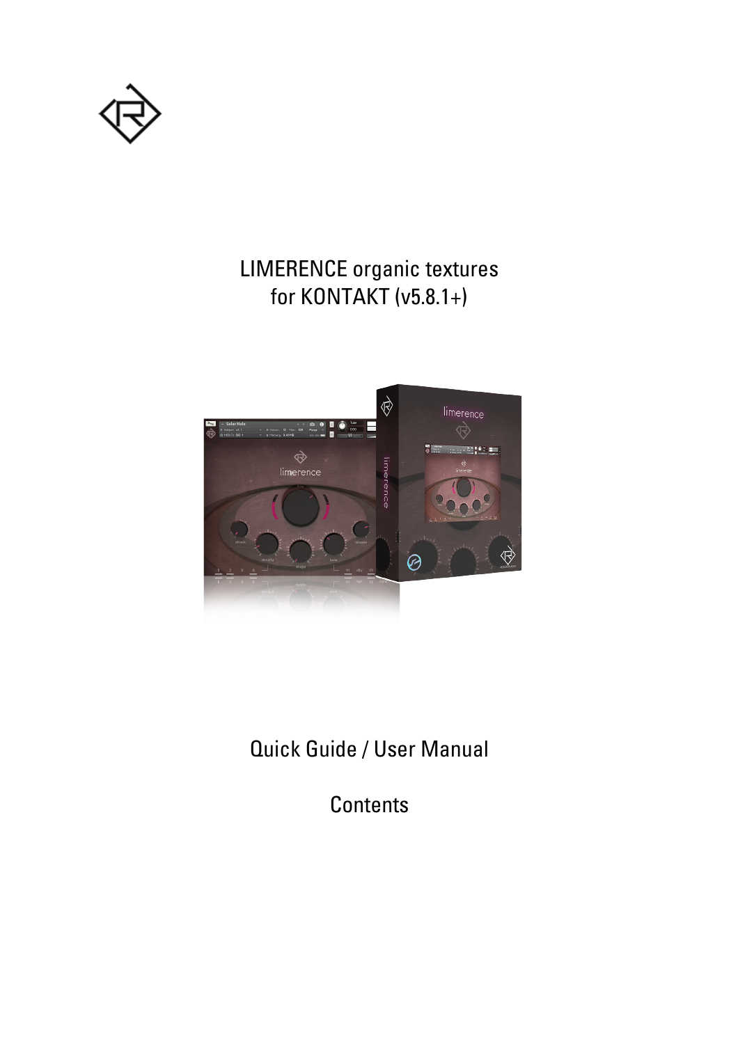# LIMERENCE organic textures for KONTAKT (v5.8.1+)

Quick Guide / User Manual

Contents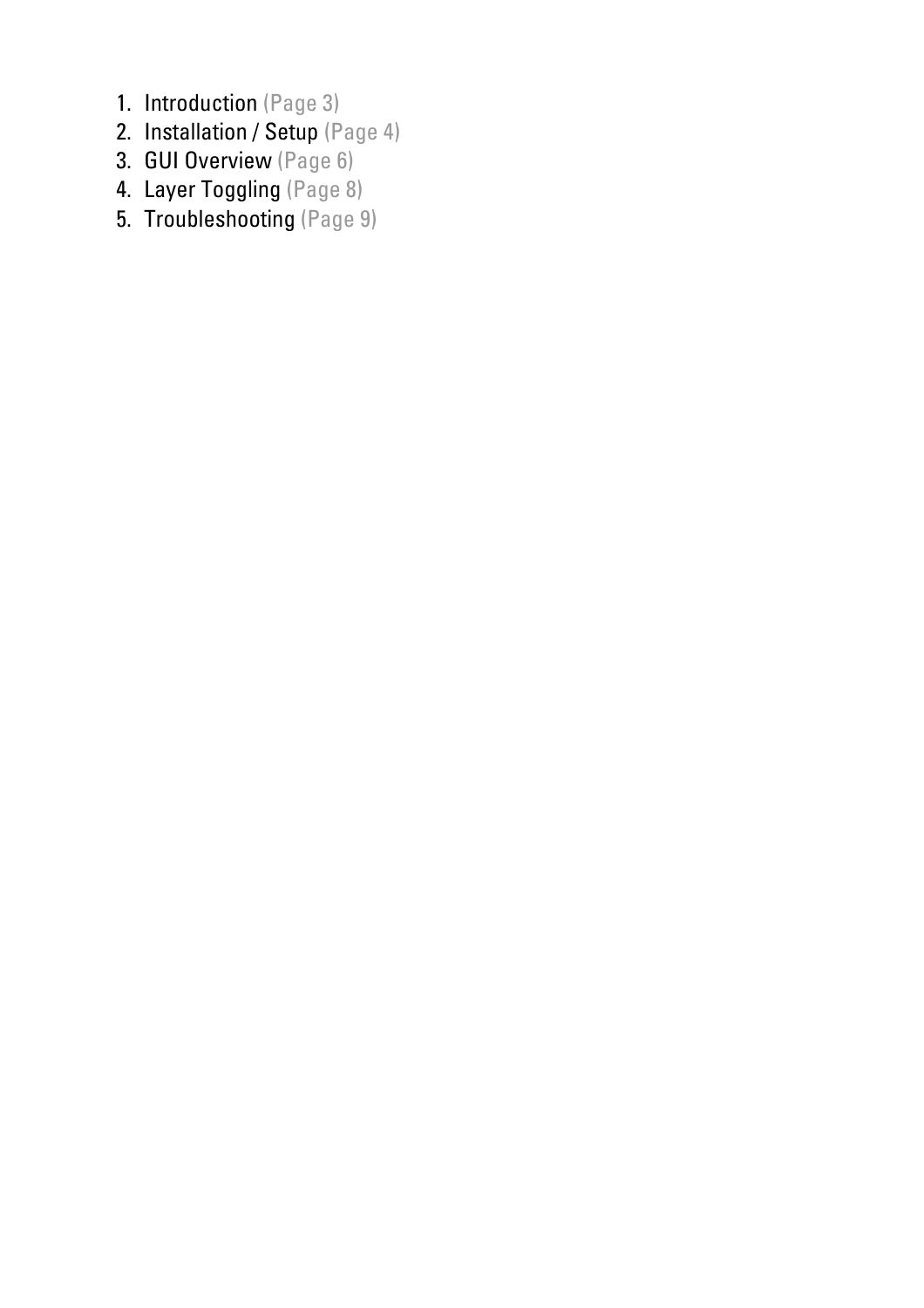1. Introduction (Page 3)
2. Installation / Setup (Page 4)
3. GUI Overview (Page 6)
4. Layer Toggling (Page 8)
5. Troubleshooting (Page 9)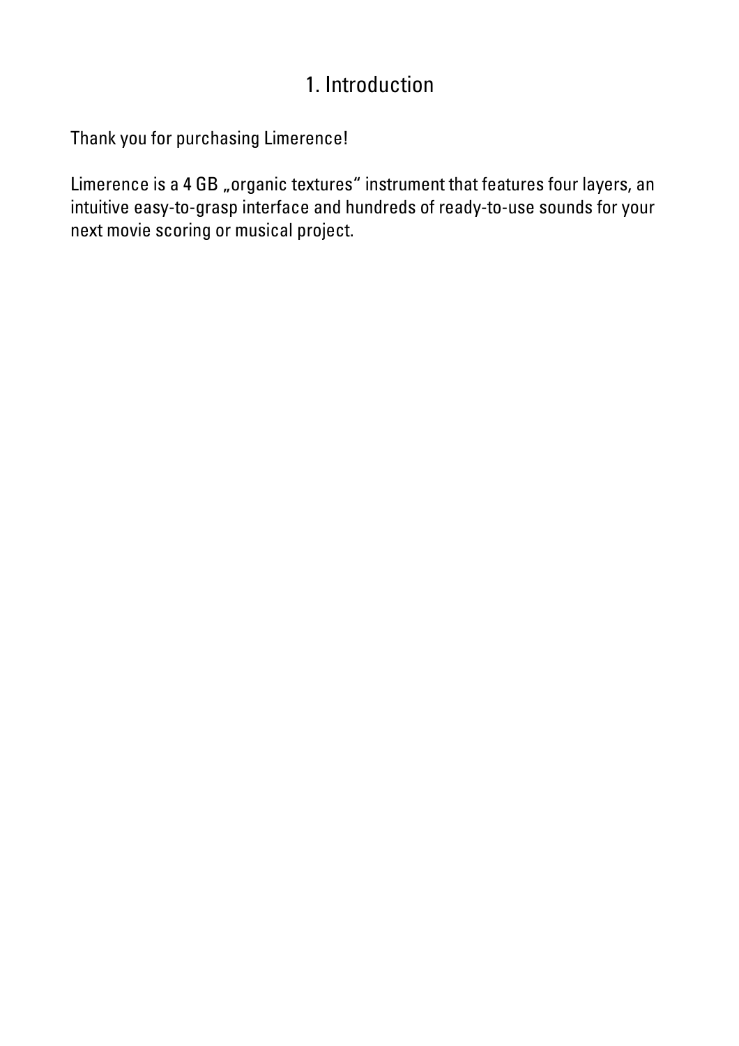# 1. Introduction

Thank you for purchasing Limerence!

Limerence is a 4 GB „organic textures“ instrument that features four layers, an intuitive easy-to-grasp interface and hundreds of ready-to-use sounds for your next movie scoring or musical project.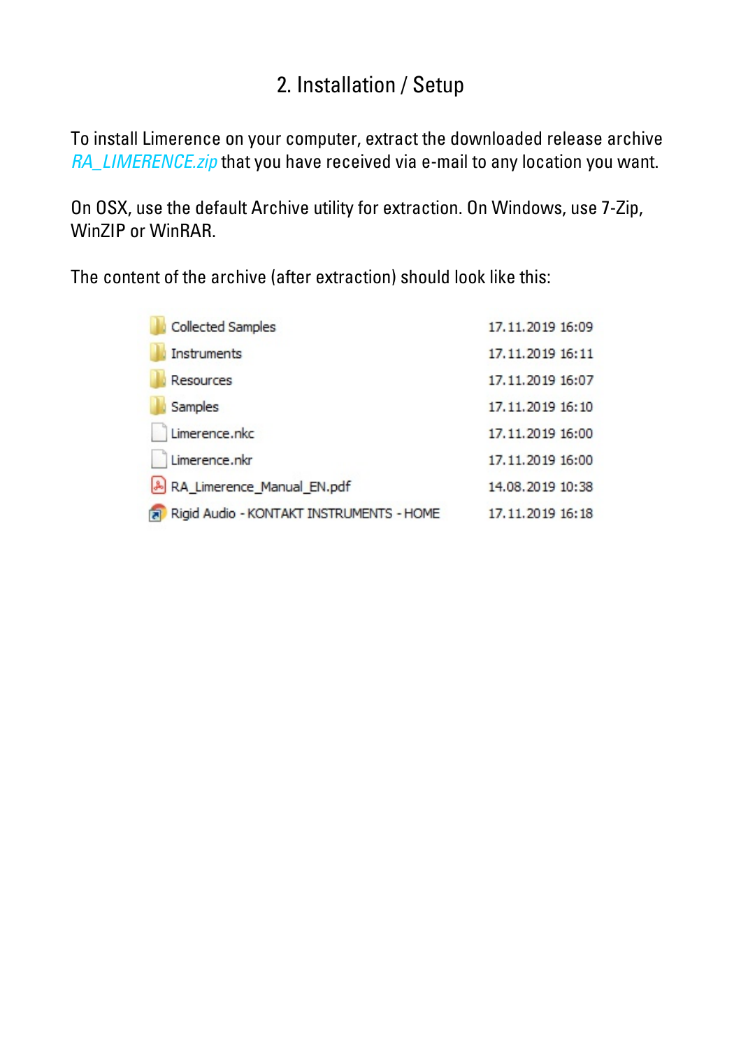## 2. Installation / Setup

To install Limerence on your computer, extract the downloaded release archive *RA_LIMERENCE.zip* that you have received via e-mail to any location you want.

On OSX, use the default Archive utility for extraction. On Windows, use 7-Zip, WinZIP or WinRAR.

The content of the archive (after extraction) should look like this:

| Name | Date |
|---|---|
| Collected Samples | 17.11.2019 16:09 |
| Instruments | 17.11.2019 16:11 |
| Resources | 17.11.2019 16:07 |
| Samples | 17.11.2019 16:10 |
| Limerence.nkc | 17.11.2019 16:00 |
| Limerence.nkr | 17.11.2019 16:00 |
| RA_Limerence_Manual_EN.pdf | 14.08.2019 10:38 |
| Rigid Audio - KONTAKT INSTRUMENTS - HOME | 17.11.2019 16:18 |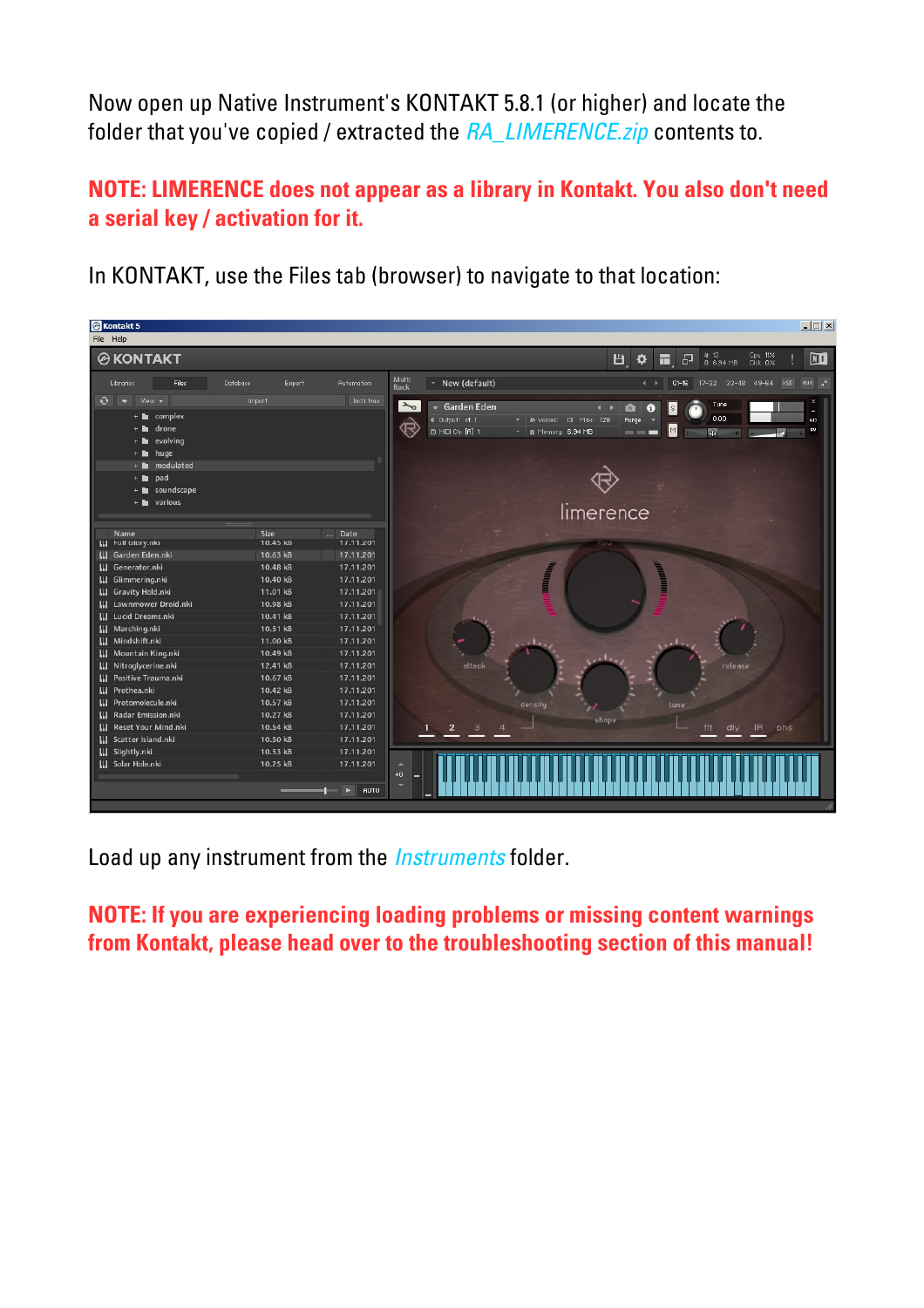Now open up Native Instrument's KONTAKT 5.8.1 (or higher) and locate the folder that you've copied / extracted the *RA_LIMERENCE.zip* contents to.

**NOTE: LIMERENCE does not appear as a library in Kontakt. You also don't need a serial key / activation for it.**

In KONTAKT, use the Files tab (browser) to navigate to that location:

Load up any instrument from the *Instruments* folder.

**NOTE: If you are experiencing loading problems or missing content warnings from Kontakt, please head over to the troubleshooting section of this manual!**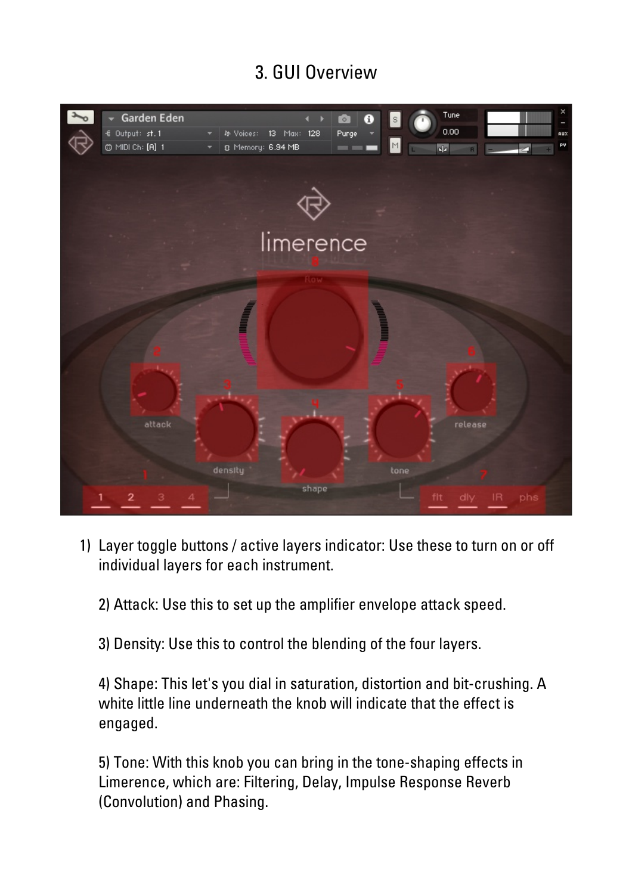# 3. GUI Overview

1) Layer toggle buttons / active layers indicator: Use these to turn on or off individual layers for each instrument.

2) Attack: Use this to set up the amplifier envelope attack speed.

3) Density: Use this to control the blending of the four layers.

4) Shape: This let's you dial in saturation, distortion and bit-crushing. A white little line underneath the knob will indicate that the effect is engaged.

5) Tone: With this knob you can bring in the tone-shaping effects in Limerence, which are: Filtering, Delay, Impulse Response Reverb (Convolution) and Phasing.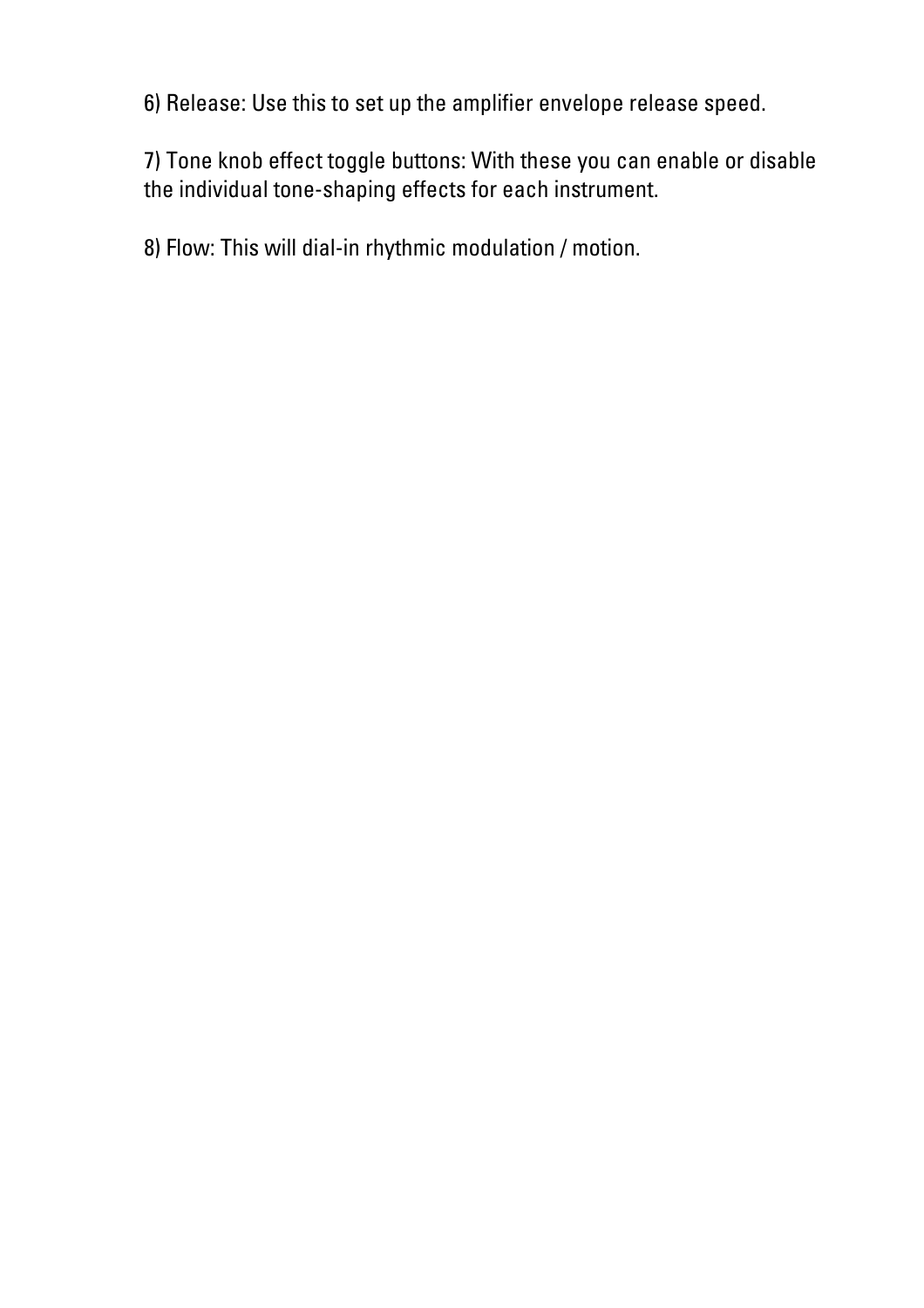6) Release: Use this to set up the amplifier envelope release speed.

7) Tone knob effect toggle buttons: With these you can enable or disable the individual tone-shaping effects for each instrument.

8) Flow: This will dial-in rhythmic modulation / motion.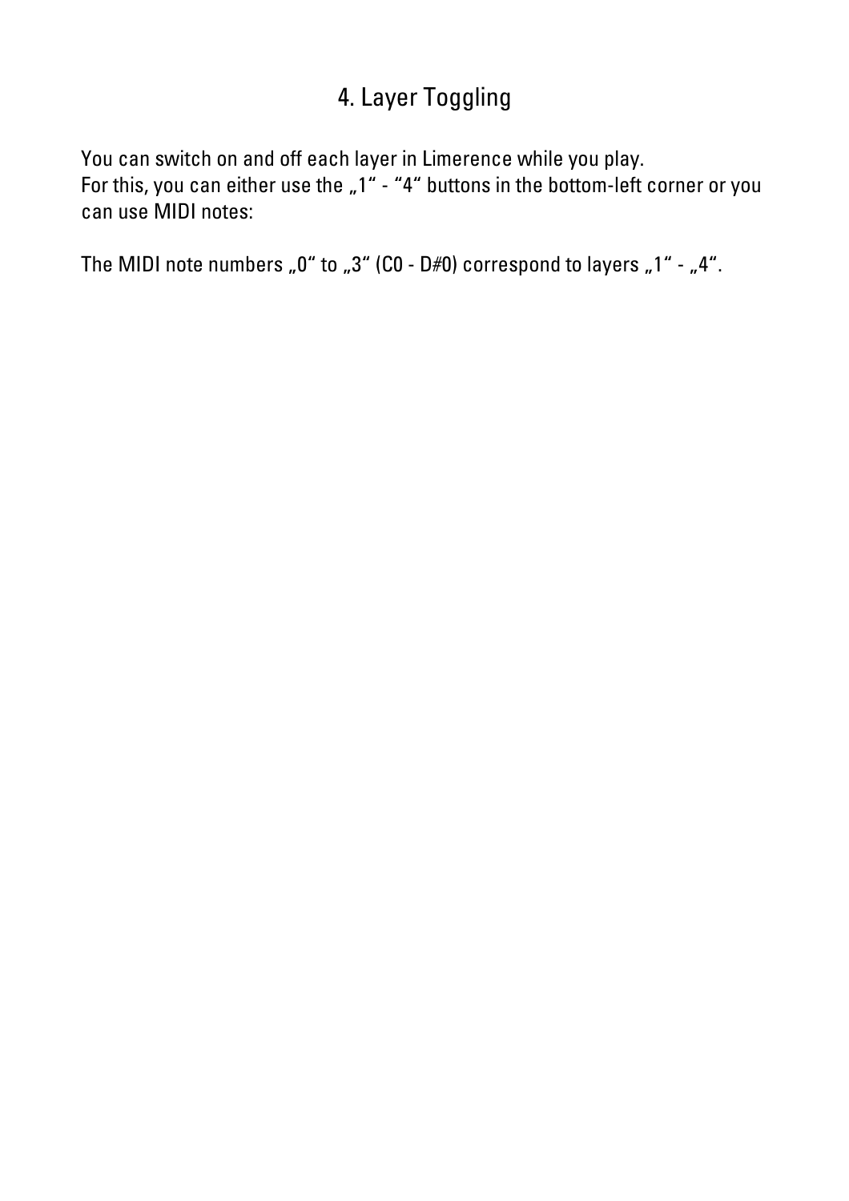# 4. Layer Toggling

You can switch on and off each layer in Limerence while you play.
For this, you can either use the „1“ - “4“ buttons in the bottom-left corner or you can use MIDI notes:

The MIDI note numbers „0“ to „3“ (C0 - D#0) correspond to layers „1“ - „4“.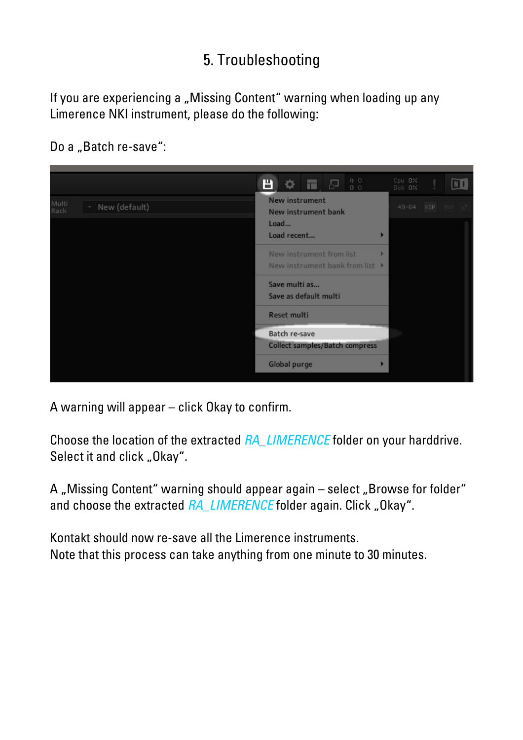# 5. Troubleshooting

If you are experiencing a „Missing Content“ warning when loading up any Limerence NKI instrument, please do the following:

Do a „Batch re-save“:

A warning will appear – click Okay to confirm.

Choose the location of the extracted *RA_LIMERENCE* folder on your harddrive. Select it and click „Okay“.

A „Missing Content“ warning should appear again – select „Browse for folder“ and choose the extracted *RA_LIMERENCE* folder again. Click „Okay“.

Kontakt should now re-save all the Limerence instruments.
Note that this process can take anything from one minute to 30 minutes.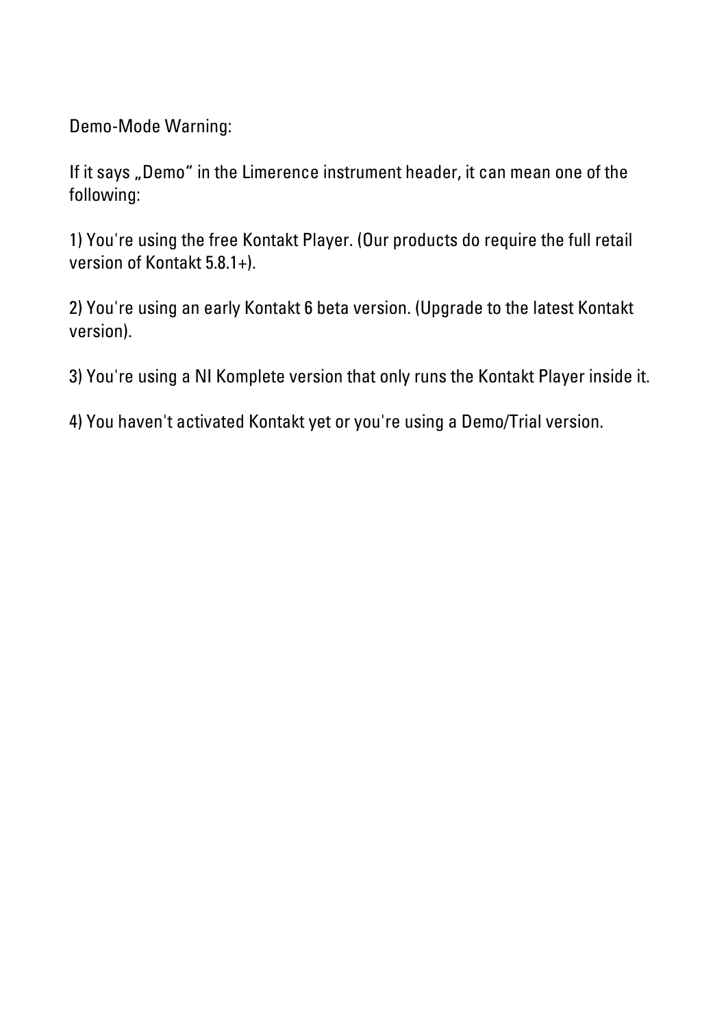Demo-Mode Warning:

If it says „Demo“ in the Limerence instrument header, it can mean one of the following:

1) You're using the free Kontakt Player. (Our products do require the full retail version of Kontakt 5.8.1+).

2) You're using an early Kontakt 6 beta version. (Upgrade to the latest Kontakt version).

3) You're using a NI Komplete version that only runs the Kontakt Player inside it.

4) You haven't activated Kontakt yet or you're using a Demo/Trial version.